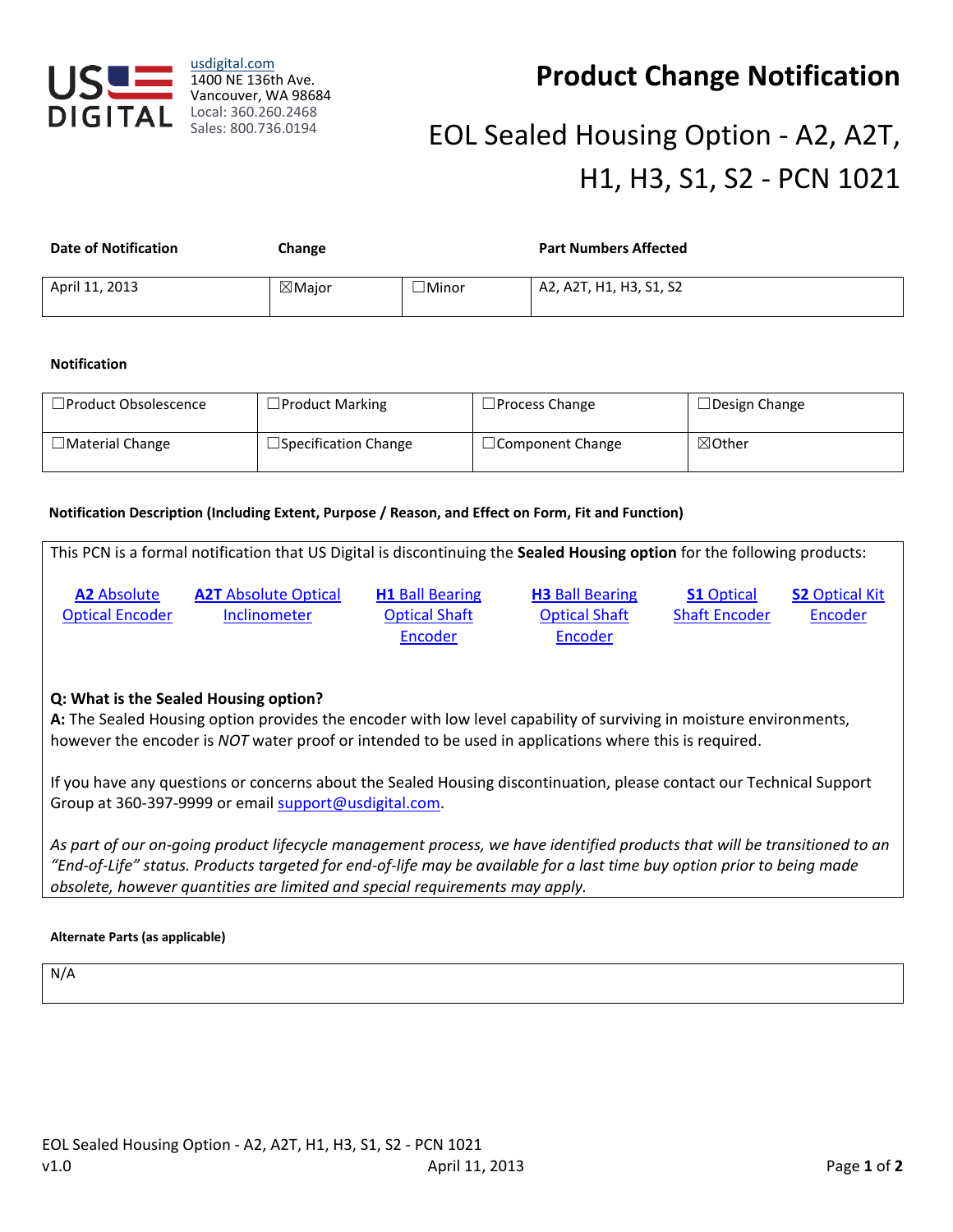US DIGITAL

usdigital.com
1400 NE 136th Ave.
Vancouver, WA 98684
Local: 360.260.2468
Sales: 800.736.0194

# Product Change Notification

## EOL Sealed Housing Option - A2, A2T, H1, H3, S1, S2 - PCN 1021

| Date of Notification | Change | | Part Numbers Affected |
|---|---|---|---|
| April 11, 2013 | ☒Major | ☐Minor | A2, A2T, H1, H3, S1, S2 |

**Notification**

| | | | |
|---|---|---|---|
| ☐Product Obsolescence | ☐Product Marking | ☐Process Change | ☐Design Change |
| ☐Material Change | ☐Specification Change | ☐Component Change | ☒Other |

**Notification Description (Including Extent, Purpose / Reason, and Effect on Form, Fit and Function)**

This PCN is a formal notification that US Digital is discontinuing the **Sealed Housing option** for the following products:

- **A2** Absolute Optical Encoder
- **A2T** Absolute Optical Inclinometer
- **H1** Ball Bearing Optical Shaft Encoder
- **H3** Ball Bearing Optical Shaft Encoder
- **S1** Optical Shaft Encoder
- **S2** Optical Kit Encoder

**Q: What is the Sealed Housing option?**
**A:** The Sealed Housing option provides the encoder with low level capability of surviving in moisture environments, however the encoder is *NOT* water proof or intended to be used in applications where this is required.

If you have any questions or concerns about the Sealed Housing discontinuation, please contact our Technical Support Group at 360-397-9999 or email support@usdigital.com.

*As part of our on-going product lifecycle management process, we have identified products that will be transitioned to an "End-of-Life" status. Products targeted for end-of-life may be available for a last time buy option prior to being made obsolete, however quantities are limited and special requirements may apply.*

**Alternate Parts (as applicable)**

N/A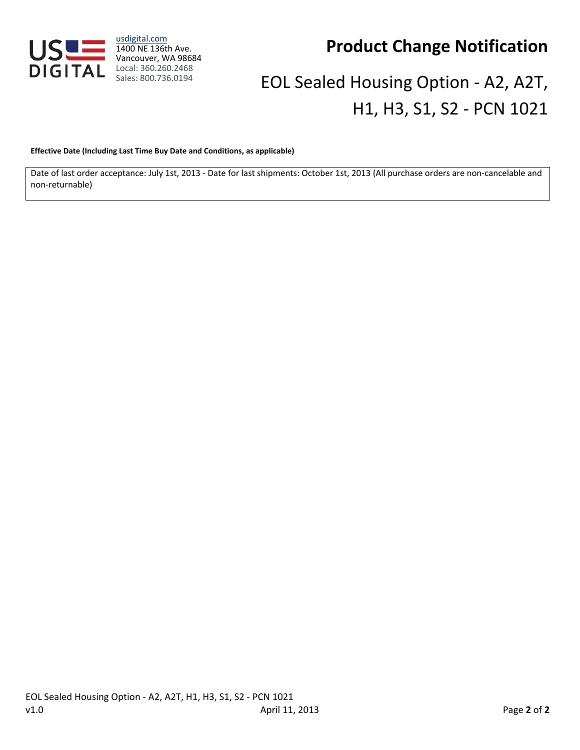**Effective Date (Including Last Time Buy Date and Conditions, as applicable)**

Date of last order acceptance: July 1st, 2013 - Date for last shipments: October 1st, 2013 (All purchase orders are non-cancelable and non-returnable)